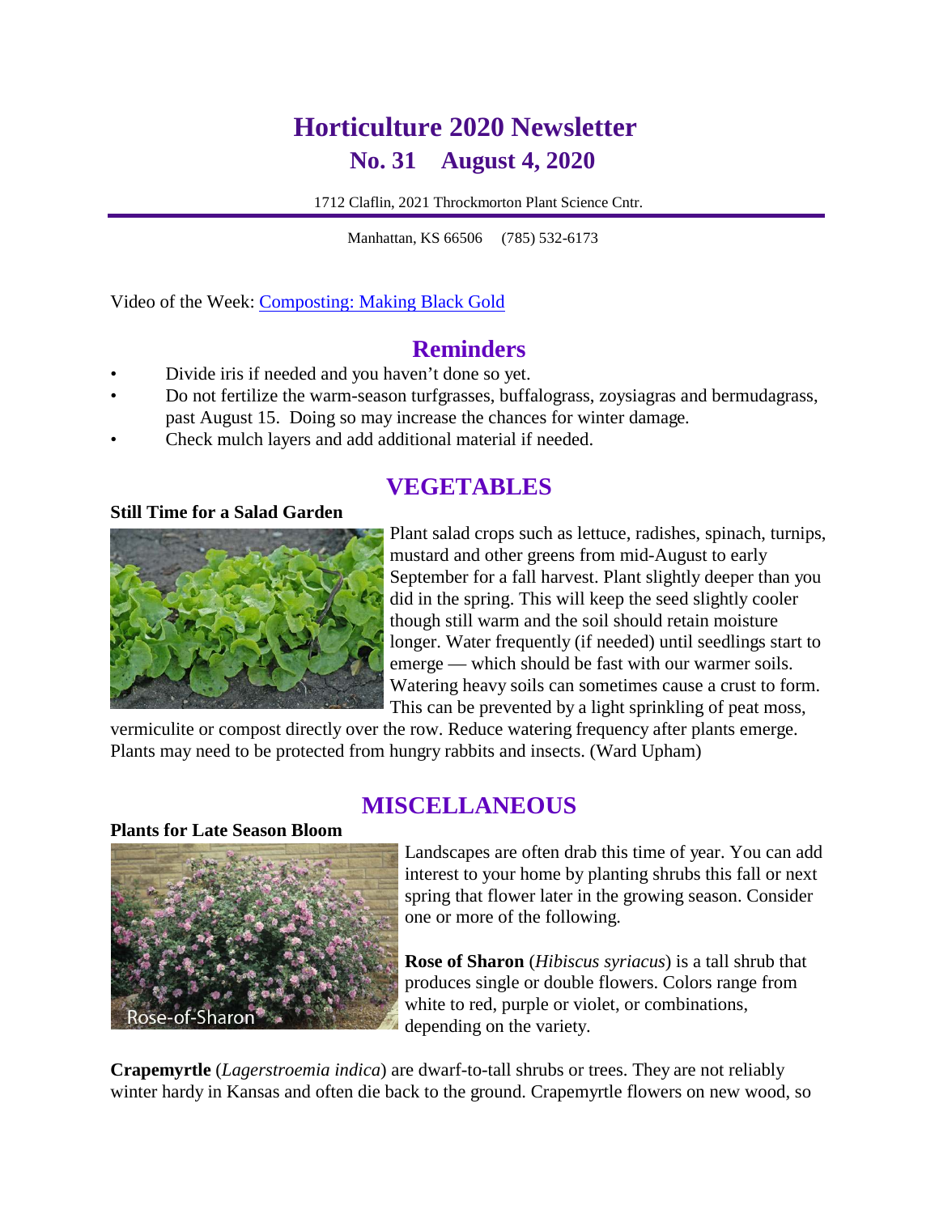# Horticulture 2020 Newsletter
## No. 31    August 4, 2020

1712 Claflin, 2021 Throckmorton Plant Science Cntr.

Manhattan, KS 66506     (785) 532-6173

Video of the Week: Composting: Making Black Gold

## Reminders

- Divide iris if needed and you haven't done so yet.
- Do not fertilize the warm-season turfgrasses, buffalograss, zoysiagras and bermudagrass, past August 15. Doing so may increase the chances for winter damage.
- Check mulch layers and add additional material if needed.

## VEGETABLES

**Still Time for a Salad Garden**

Plant salad crops such as lettuce, radishes, spinach, turnips, mustard and other greens from mid-August to early September for a fall harvest. Plant slightly deeper than you did in the spring. This will keep the seed slightly cooler though still warm and the soil should retain moisture longer. Water frequently (if needed) until seedlings start to emerge — which should be fast with our warmer soils. Watering heavy soils can sometimes cause a crust to form. This can be prevented by a light sprinkling of peat moss, vermiculite or compost directly over the row. Reduce watering frequency after plants emerge. Plants may need to be protected from hungry rabbits and insects. (Ward Upham)

## MISCELLANEOUS

**Plants for Late Season Bloom**

Landscapes are often drab this time of year. You can add interest to your home by planting shrubs this fall or next spring that flower later in the growing season. Consider one or more of the following.

Rose-of-Sharon

**Rose of Sharon** (*Hibiscus syriacus*) is a tall shrub that produces single or double flowers. Colors range from white to red, purple or violet, or combinations, depending on the variety.

**Crapemyrtle** (*Lagerstroemia indica*) are dwarf-to-tall shrubs or trees. They are not reliably winter hardy in Kansas and often die back to the ground. Crapemyrtle flowers on new wood, so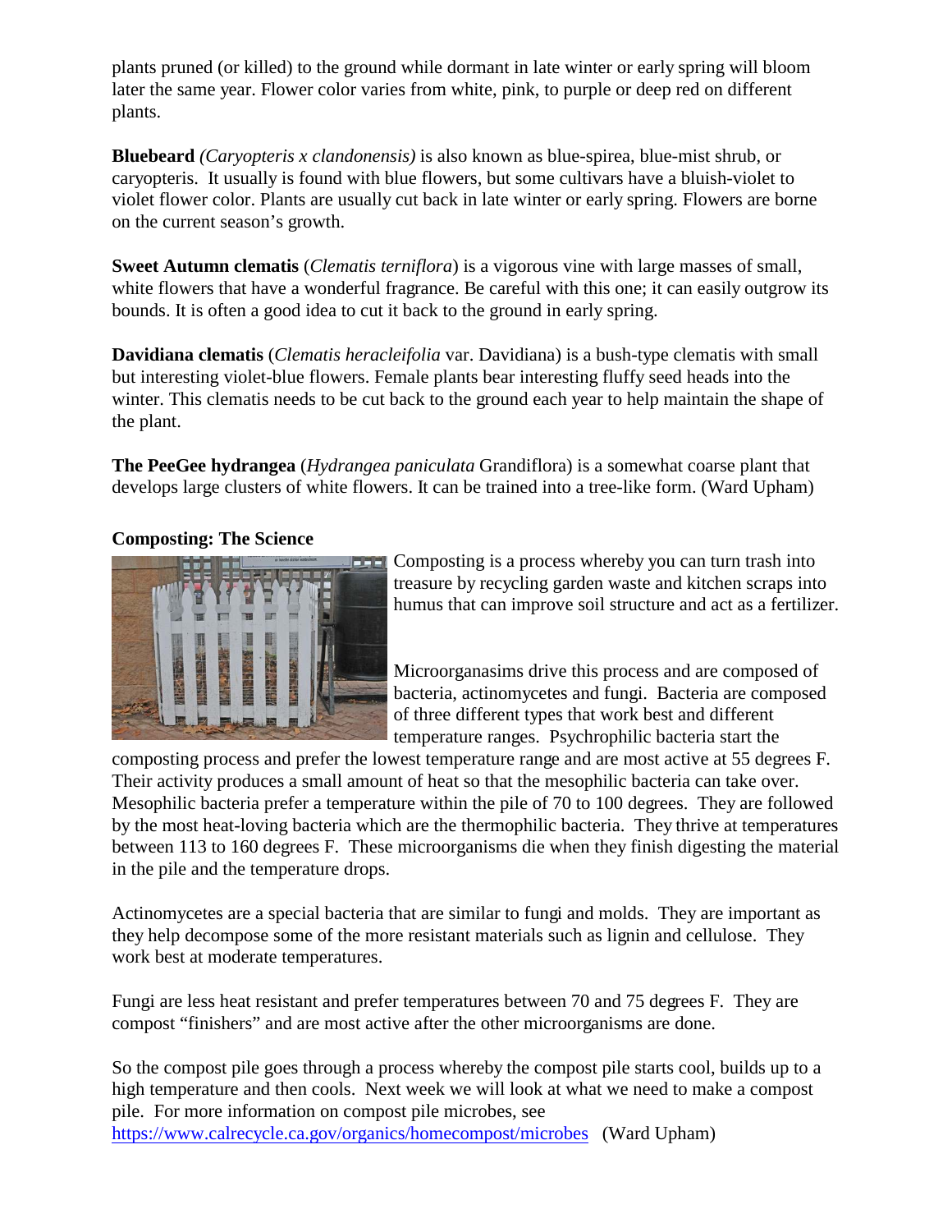plants pruned (or killed) to the ground while dormant in late winter or early spring will bloom later the same year. Flower color varies from white, pink, to purple or deep red on different plants.

**Bluebeard** *(Caryopteris x clandonensis)* is also known as blue-spirea, blue-mist shrub, or caryopteris. It usually is found with blue flowers, but some cultivars have a bluish-violet to violet flower color. Plants are usually cut back in late winter or early spring. Flowers are borne on the current season's growth.

**Sweet Autumn clematis** (*Clematis terniflora*) is a vigorous vine with large masses of small, white flowers that have a wonderful fragrance. Be careful with this one; it can easily outgrow its bounds. It is often a good idea to cut it back to the ground in early spring.

**Davidiana clematis** (*Clematis heracleifolia* var. Davidiana) is a bush-type clematis with small but interesting violet-blue flowers. Female plants bear interesting fluffy seed heads into the winter. This clematis needs to be cut back to the ground each year to help maintain the shape of the plant.

**The PeeGee hydrangea** (*Hydrangea paniculata* Grandiflora) is a somewhat coarse plant that develops large clusters of white flowers. It can be trained into a tree-like form. (Ward Upham)

**Composting: The Science**

Composting is a process whereby you can turn trash into treasure by recycling garden waste and kitchen scraps into humus that can improve soil structure and act as a fertilizer.

Microorganasims drive this process and are composed of bacteria, actinomycetes and fungi. Bacteria are composed of three different types that work best and different temperature ranges. Psychrophilic bacteria start the composting process and prefer the lowest temperature range and are most active at 55 degrees F. Their activity produces a small amount of heat so that the mesophilic bacteria can take over. Mesophilic bacteria prefer a temperature within the pile of 70 to 100 degrees. They are followed by the most heat-loving bacteria which are the thermophilic bacteria. They thrive at temperatures between 113 to 160 degrees F. These microorganisms die when they finish digesting the material in the pile and the temperature drops.

Actinomycetes are a special bacteria that are similar to fungi and molds. They are important as they help decompose some of the more resistant materials such as lignin and cellulose. They work best at moderate temperatures.

Fungi are less heat resistant and prefer temperatures between 70 and 75 degrees F. They are compost "finishers" and are most active after the other microorganisms are done.

So the compost pile goes through a process whereby the compost pile starts cool, builds up to a high temperature and then cools. Next week we will look at what we need to make a compost pile. For more information on compost pile microbes, see https://www.calrecycle.ca.gov/organics/homecompost/microbes (Ward Upham)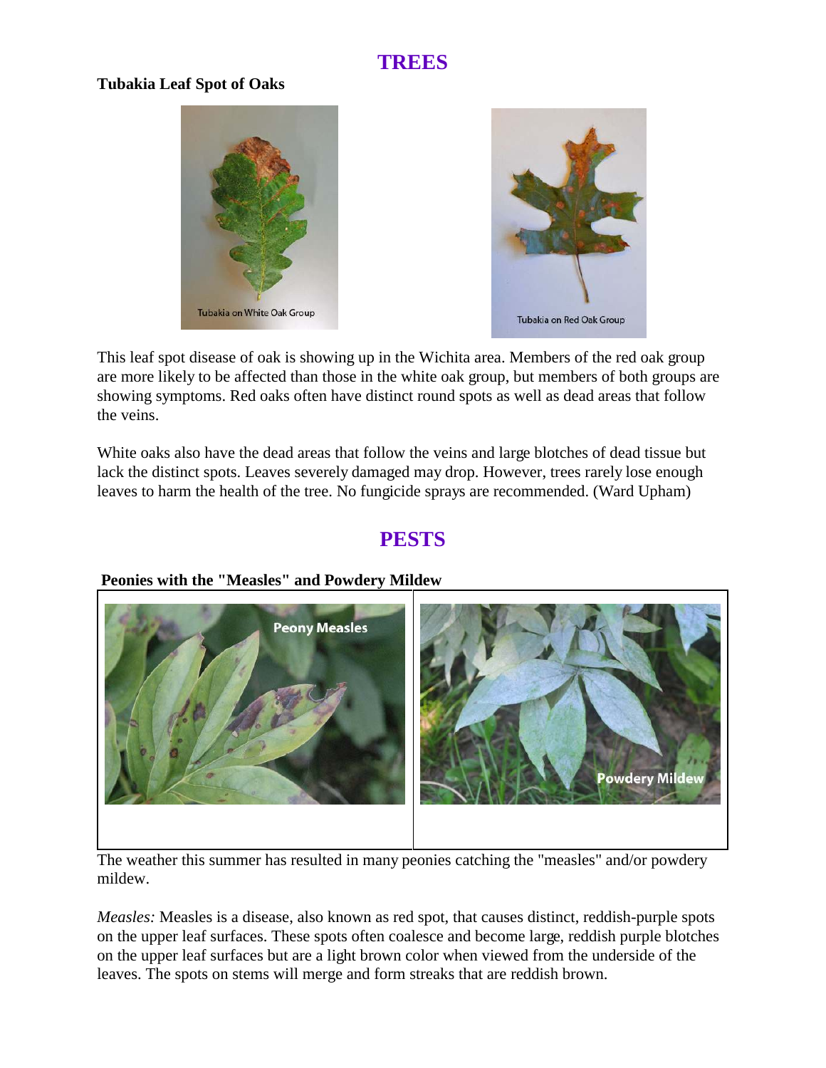# TREES

**Tubakia Leaf Spot of Oaks**

Tubakia on White Oak Group

Tubakia on Red Oak Group

This leaf spot disease of oak is showing up in the Wichita area. Members of the red oak group are more likely to be affected than those in the white oak group, but members of both groups are showing symptoms. Red oaks often have distinct round spots as well as dead areas that follow the veins.

White oaks also have the dead areas that follow the veins and large blotches of dead tissue but lack the distinct spots. Leaves severely damaged may drop. However, trees rarely lose enough leaves to harm the health of the tree. No fungicide sprays are recommended. (Ward Upham)

# PESTS

**Peonies with the "Measles" and Powdery Mildew**

Peony Measles

Powdery Mildew

The weather this summer has resulted in many peonies catching the "measles" and/or powdery mildew.

*Measles:* Measles is a disease, also known as red spot, that causes distinct, reddish-purple spots on the upper leaf surfaces. These spots often coalesce and become large, reddish purple blotches on the upper leaf surfaces but are a light brown color when viewed from the underside of the leaves. The spots on stems will merge and form streaks that are reddish brown.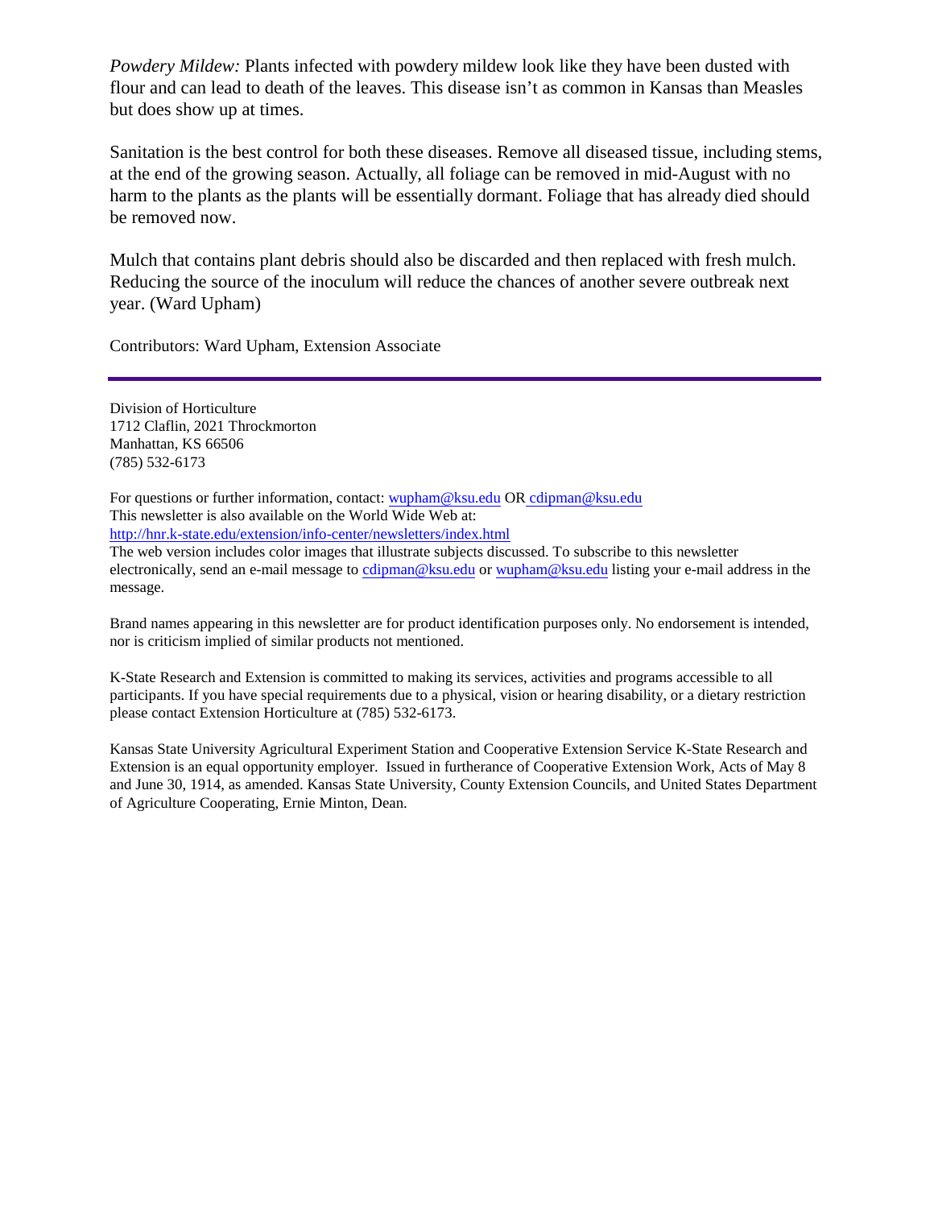*Powdery Mildew:* Plants infected with powdery mildew look like they have been dusted with flour and can lead to death of the leaves. This disease isn't as common in Kansas than Measles but does show up at times.

Sanitation is the best control for both these diseases. Remove all diseased tissue, including stems, at the end of the growing season. Actually, all foliage can be removed in mid-August with no harm to the plants as the plants will be essentially dormant. Foliage that has already died should be removed now.

Mulch that contains plant debris should also be discarded and then replaced with fresh mulch. Reducing the source of the inoculum will reduce the chances of another severe outbreak next year. (Ward Upham)

Contributors: Ward Upham, Extension Associate

---

Division of Horticulture
1712 Claflin, 2021 Throckmorton
Manhattan, KS 66506
(785) 532-6173

For questions or further information, contact: wupham@ksu.edu OR cdipman@ksu.edu
This newsletter is also available on the World Wide Web at:
http://hnr.k-state.edu/extension/info-center/newsletters/index.html
The web version includes color images that illustrate subjects discussed. To subscribe to this newsletter electronically, send an e-mail message to cdipman@ksu.edu or wupham@ksu.edu listing your e-mail address in the message.

Brand names appearing in this newsletter are for product identification purposes only. No endorsement is intended, nor is criticism implied of similar products not mentioned.

K-State Research and Extension is committed to making its services, activities and programs accessible to all participants. If you have special requirements due to a physical, vision or hearing disability, or a dietary restriction please contact Extension Horticulture at (785) 532-6173.

Kansas State University Agricultural Experiment Station and Cooperative Extension Service K-State Research and Extension is an equal opportunity employer. Issued in furtherance of Cooperative Extension Work, Acts of May 8 and June 30, 1914, as amended. Kansas State University, County Extension Councils, and United States Department of Agriculture Cooperating, Ernie Minton, Dean.